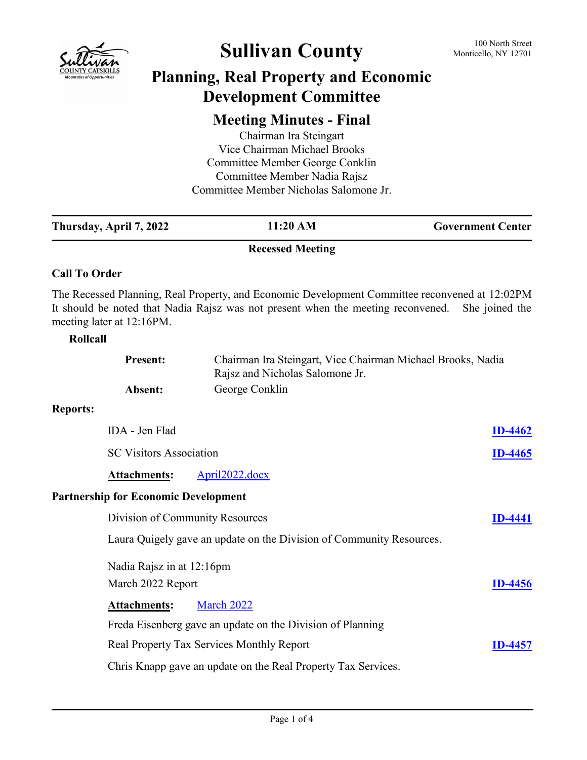# Sullivan County

100 North Street
Monticello, NY 12701

## Planning, Real Property and Economic Development Committee

### Meeting Minutes - Final

Chairman Ira Steingart
Vice Chairman Michael Brooks
Committee Member George Conklin
Committee Member Nadia Rajsz
Committee Member Nicholas Salomone Jr.

| Thursday, April 7, 2022 | 11:20 AM | Government Center |
|---|---|---|

**Recessed Meeting**

### Call To Order

The Recessed Planning, Real Property, and Economic Development Committee reconvened at 12:02PM It should be noted that Nadia Rajsz was not present when the meeting reconvened. She joined the meeting later at 12:16PM.

**Rollcall**

**Present:** Chairman Ira Steingart, Vice Chairman Michael Brooks, Nadia Rajsz and Nicholas Salomone Jr.

**Absent:** George Conklin

### Reports:

IDA - Jen Flad — **ID-4462**

SC Visitors Association — **ID-4465**

**Attachments:** April2022.docx

### Partnership for Economic Development

Division of Community Resources — **ID-4441**

Laura Quigely gave an update on the Division of Community Resources.

Nadia Rajsz in at 12:16pm

March 2022 Report — **ID-4456**

**Attachments:** March 2022

Freda Eisenberg gave an update on the Division of Planning

Real Property Tax Services Monthly Report — **ID-4457**

Chris Knapp gave an update on the Real Property Tax Services.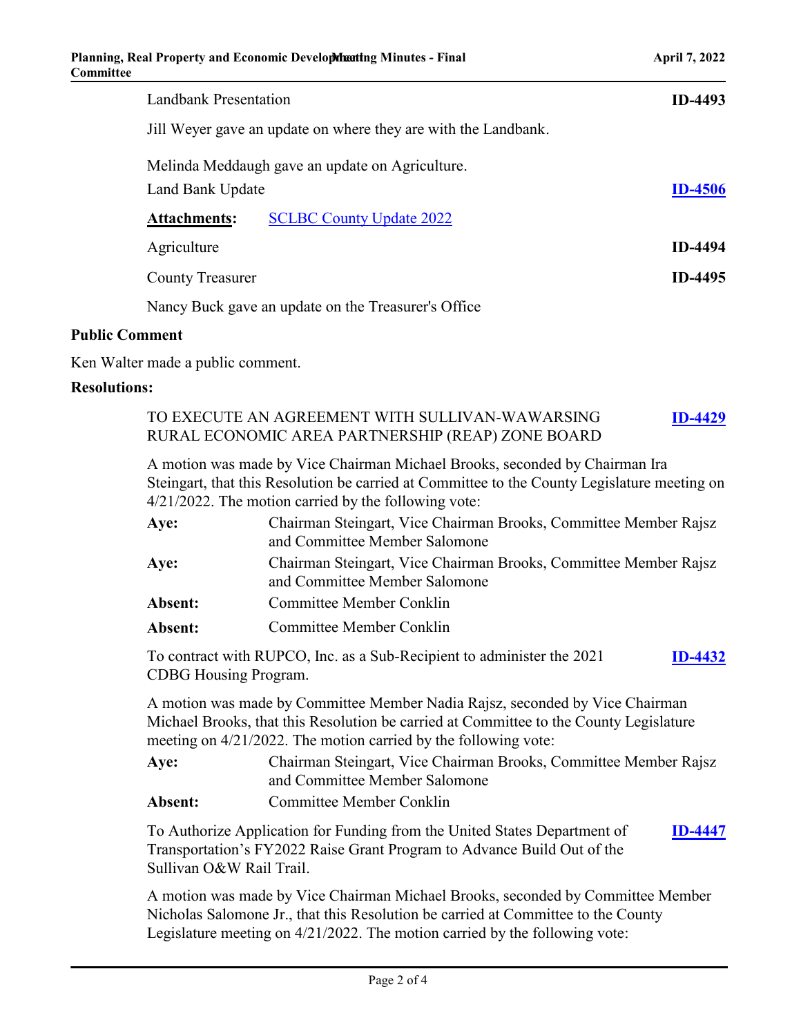Landbank Presentation **ID-4493**

Jill Weyer gave an update on where they are with the Landbank.

Melinda Meddaugh gave an update on Agriculture.

Land Bank Update **ID-4506**

**Attachments:** SCLBC County Update 2022

Agriculture **ID-4494**

County Treasurer **ID-4495**

Nancy Buck gave an update on the Treasurer's Office

**Public Comment**

Ken Walter made a public comment.

**Resolutions:**

TO EXECUTE AN AGREEMENT WITH SULLIVAN-WAWARSING RURAL ECONOMIC AREA PARTNERSHIP (REAP) ZONE BOARD **ID-4429**

A motion was made by Vice Chairman Michael Brooks, seconded by Chairman Ira Steingart, that this Resolution be carried at Committee to the County Legislature meeting on 4/21/2022. The motion carried by the following vote:

**Aye:** Chairman Steingart, Vice Chairman Brooks, Committee Member Rajsz and Committee Member Salomone

**Aye:** Chairman Steingart, Vice Chairman Brooks, Committee Member Rajsz and Committee Member Salomone

**Absent:** Committee Member Conklin

**Absent:** Committee Member Conklin

To contract with RUPCO, Inc. as a Sub-Recipient to administer the 2021 CDBG Housing Program. **ID-4432**

A motion was made by Committee Member Nadia Rajsz, seconded by Vice Chairman Michael Brooks, that this Resolution be carried at Committee to the County Legislature meeting on 4/21/2022. The motion carried by the following vote:

**Aye:** Chairman Steingart, Vice Chairman Brooks, Committee Member Rajsz and Committee Member Salomone

**Absent:** Committee Member Conklin

To Authorize Application for Funding from the United States Department of Transportation's FY2022 Raise Grant Program to Advance Build Out of the Sullivan O&W Rail Trail. **ID-4447**

A motion was made by Vice Chairman Michael Brooks, seconded by Committee Member Nicholas Salomone Jr., that this Resolution be carried at Committee to the County Legislature meeting on 4/21/2022. The motion carried by the following vote: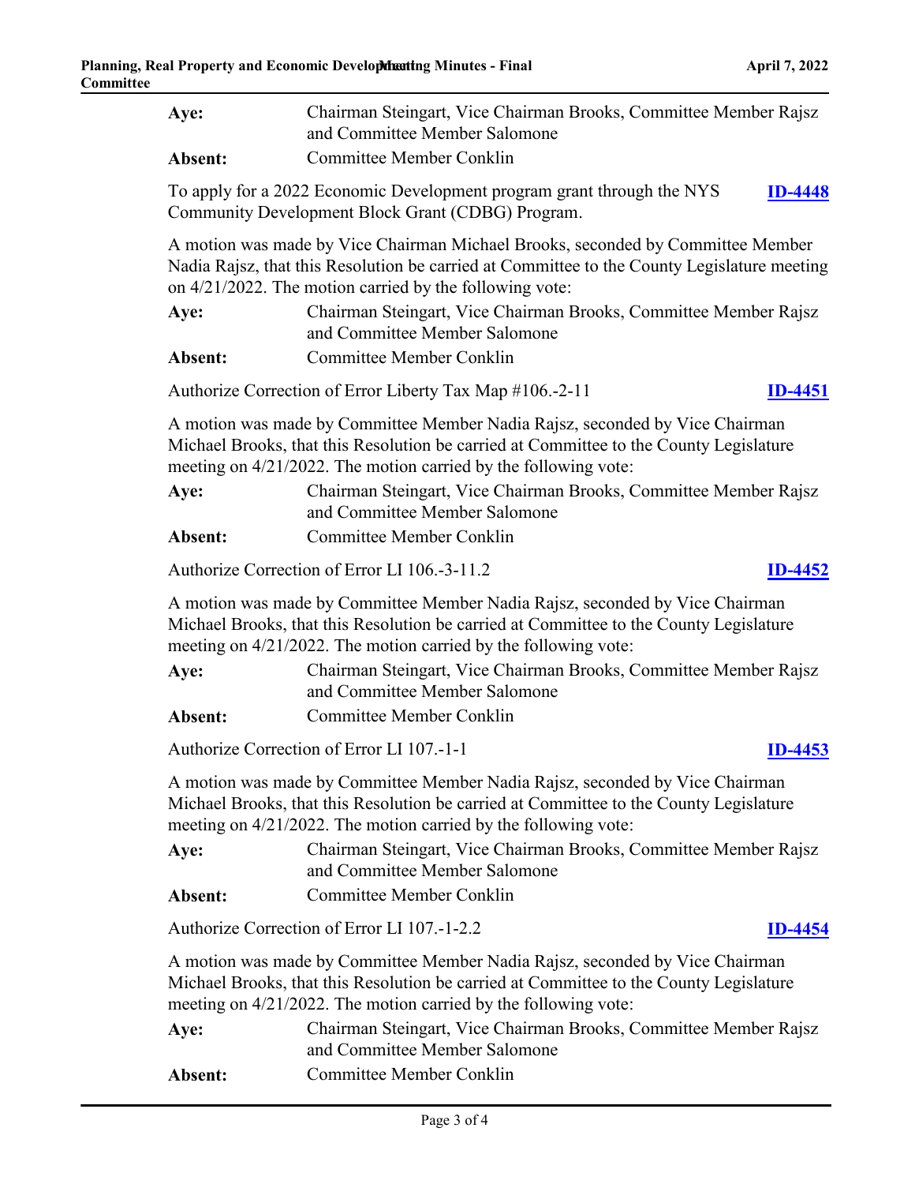**Aye:** Chairman Steingart, Vice Chairman Brooks, Committee Member Rajsz and Committee Member Salomone

**Absent:** Committee Member Conklin

To apply for a 2022 Economic Development program grant through the NYS Community Development Block Grant (CDBG) Program. **ID-4448**

A motion was made by Vice Chairman Michael Brooks, seconded by Committee Member Nadia Rajsz, that this Resolution be carried at Committee to the County Legislature meeting on 4/21/2022. The motion carried by the following vote:

**Aye:** Chairman Steingart, Vice Chairman Brooks, Committee Member Rajsz and Committee Member Salomone

**Absent:** Committee Member Conklin

Authorize Correction of Error Liberty Tax Map #106.-2-11 **ID-4451**

A motion was made by Committee Member Nadia Rajsz, seconded by Vice Chairman Michael Brooks, that this Resolution be carried at Committee to the County Legislature meeting on 4/21/2022. The motion carried by the following vote:

**Aye:** Chairman Steingart, Vice Chairman Brooks, Committee Member Rajsz and Committee Member Salomone

**Absent:** Committee Member Conklin

Authorize Correction of Error LI 106.-3-11.2 **ID-4452**

A motion was made by Committee Member Nadia Rajsz, seconded by Vice Chairman Michael Brooks, that this Resolution be carried at Committee to the County Legislature meeting on 4/21/2022. The motion carried by the following vote:

**Aye:** Chairman Steingart, Vice Chairman Brooks, Committee Member Rajsz and Committee Member Salomone

**Absent:** Committee Member Conklin

Authorize Correction of Error LI 107.-1-1 **ID-4453**

A motion was made by Committee Member Nadia Rajsz, seconded by Vice Chairman Michael Brooks, that this Resolution be carried at Committee to the County Legislature meeting on 4/21/2022. The motion carried by the following vote:

**Aye:** Chairman Steingart, Vice Chairman Brooks, Committee Member Rajsz and Committee Member Salomone

**Absent:** Committee Member Conklin

Authorize Correction of Error LI 107.-1-2.2 **ID-4454**

A motion was made by Committee Member Nadia Rajsz, seconded by Vice Chairman Michael Brooks, that this Resolution be carried at Committee to the County Legislature meeting on 4/21/2022. The motion carried by the following vote:

**Aye:** Chairman Steingart, Vice Chairman Brooks, Committee Member Rajsz and Committee Member Salomone

**Absent:** Committee Member Conklin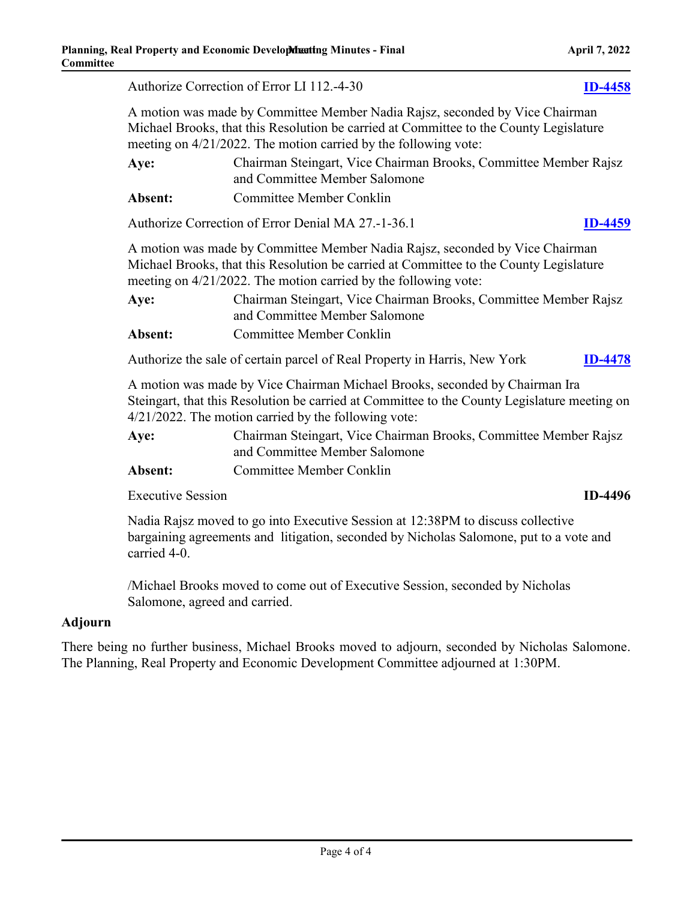Authorize Correction of Error LI 112.-4-30 **ID-4458**

A motion was made by Committee Member Nadia Rajsz, seconded by Vice Chairman Michael Brooks, that this Resolution be carried at Committee to the County Legislature meeting on 4/21/2022. The motion carried by the following vote:

**Aye:** Chairman Steingart, Vice Chairman Brooks, Committee Member Rajsz and Committee Member Salomone

**Absent:** Committee Member Conklin

Authorize Correction of Error Denial MA 27.-1-36.1 **ID-4459**

A motion was made by Committee Member Nadia Rajsz, seconded by Vice Chairman Michael Brooks, that this Resolution be carried at Committee to the County Legislature meeting on 4/21/2022. The motion carried by the following vote:

**Aye:** Chairman Steingart, Vice Chairman Brooks, Committee Member Rajsz and Committee Member Salomone

**Absent:** Committee Member Conklin

Authorize the sale of certain parcel of Real Property in Harris, New York **ID-4478**

A motion was made by Vice Chairman Michael Brooks, seconded by Chairman Ira Steingart, that this Resolution be carried at Committee to the County Legislature meeting on 4/21/2022. The motion carried by the following vote:

**Aye:** Chairman Steingart, Vice Chairman Brooks, Committee Member Rajsz and Committee Member Salomone

**Absent:** Committee Member Conklin

Executive Session **ID-4496**

Nadia Rajsz moved to go into Executive Session at 12:38PM to discuss collective bargaining agreements and litigation, seconded by Nicholas Salomone, put to a vote and carried 4-0.

/Michael Brooks moved to come out of Executive Session, seconded by Nicholas Salomone, agreed and carried.

## Adjourn

There being no further business, Michael Brooks moved to adjourn, seconded by Nicholas Salomone. The Planning, Real Property and Economic Development Committee adjourned at 1:30PM.